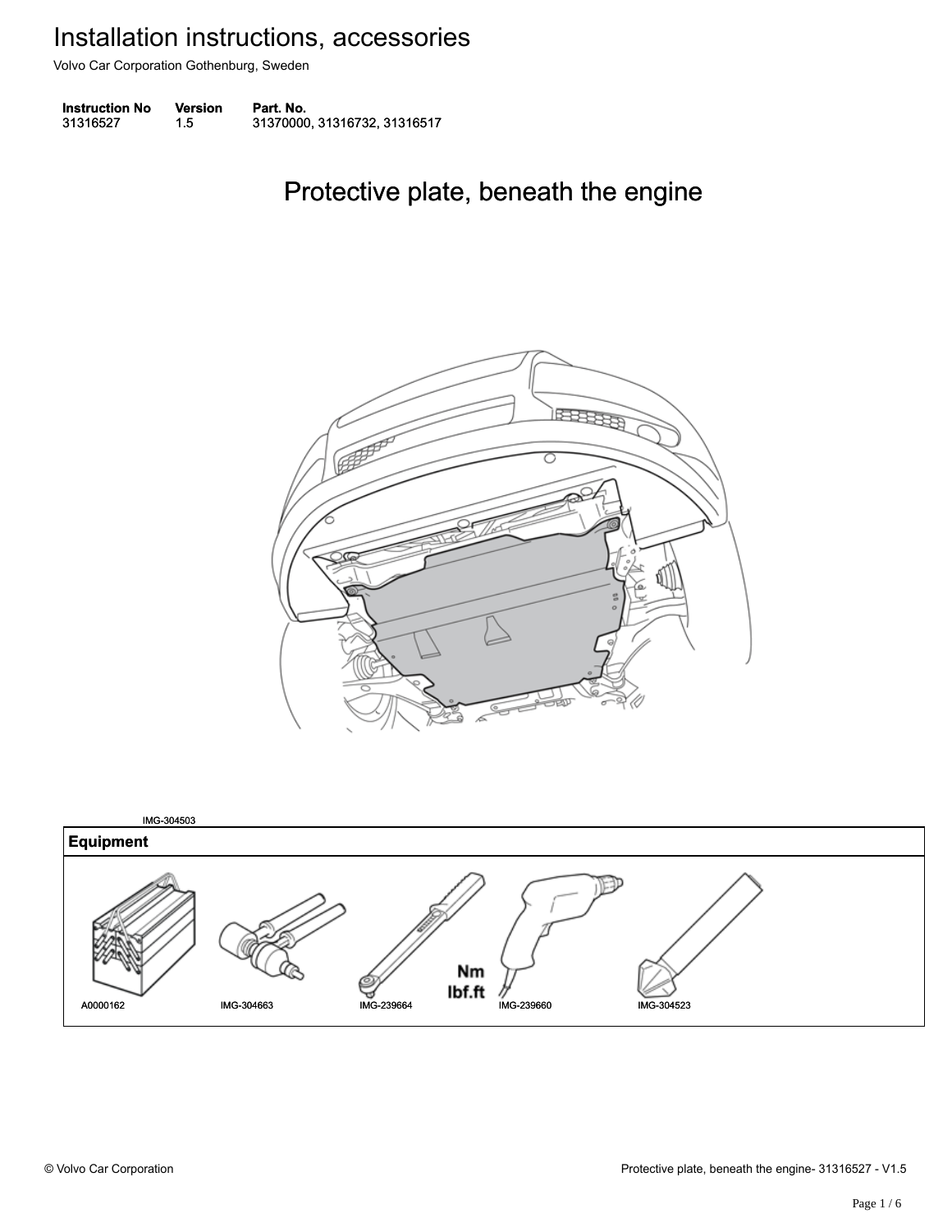# Installation instructions, accessories

Volvo Car Corporation Gothenburg, Sweden

| Instruction No | Version | Part. No. |
|---|---|---|
| 31316527 | 1.5 | 31370000, 31316732, 31316517 |

## Protective plate, beneath the engine

IMG-304503

| Equipment |
|---|
| A0000162 IMG-304663 IMG-239664 IMG-239660 IMG-304523 |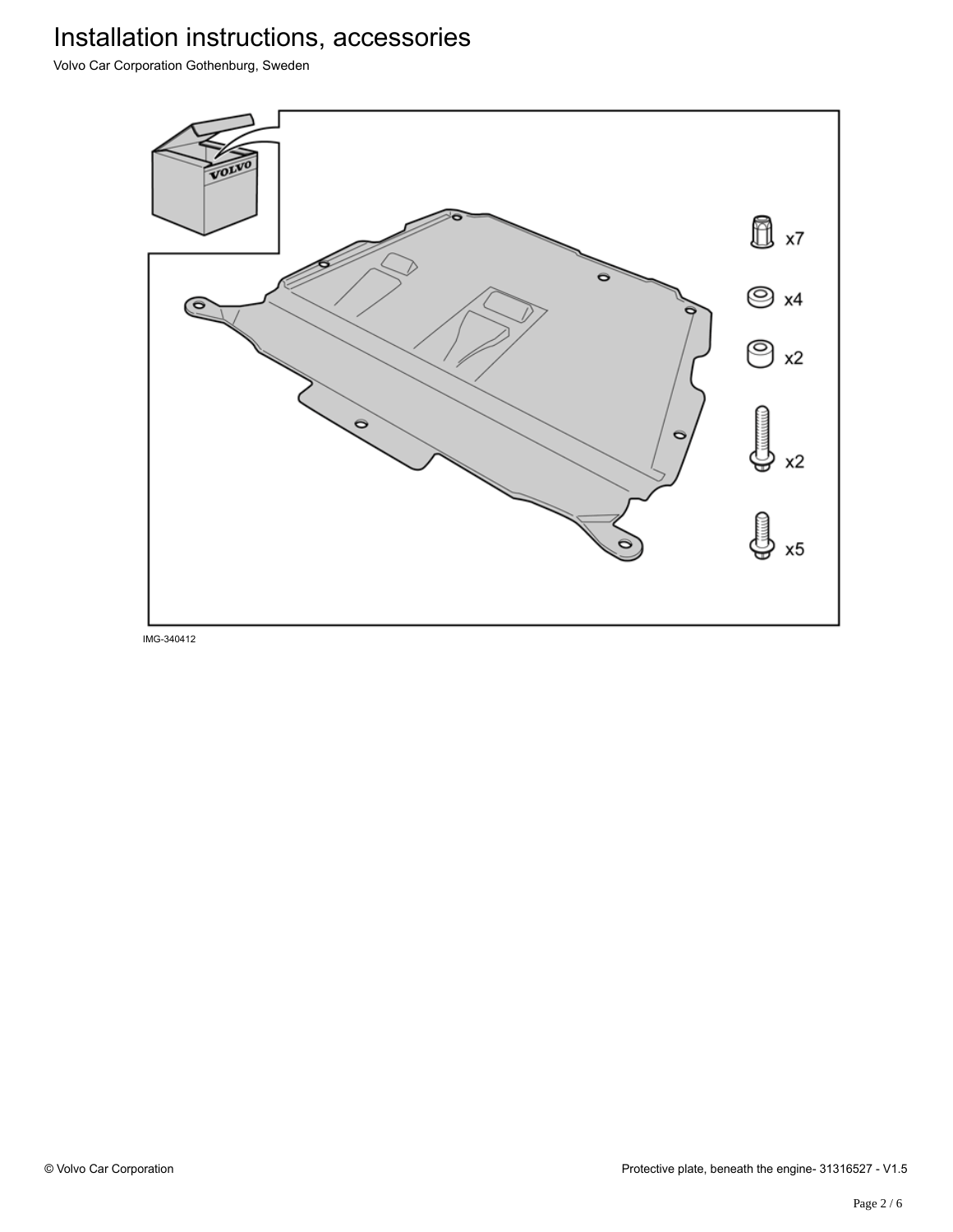# Installation instructions, accessories

Volvo Car Corporation Gothenburg, Sweden

x7

x4

x2

x2

x5

IMG-340412

© Volvo Car Corporation

Protective plate, beneath the engine- 31316527 - V1.5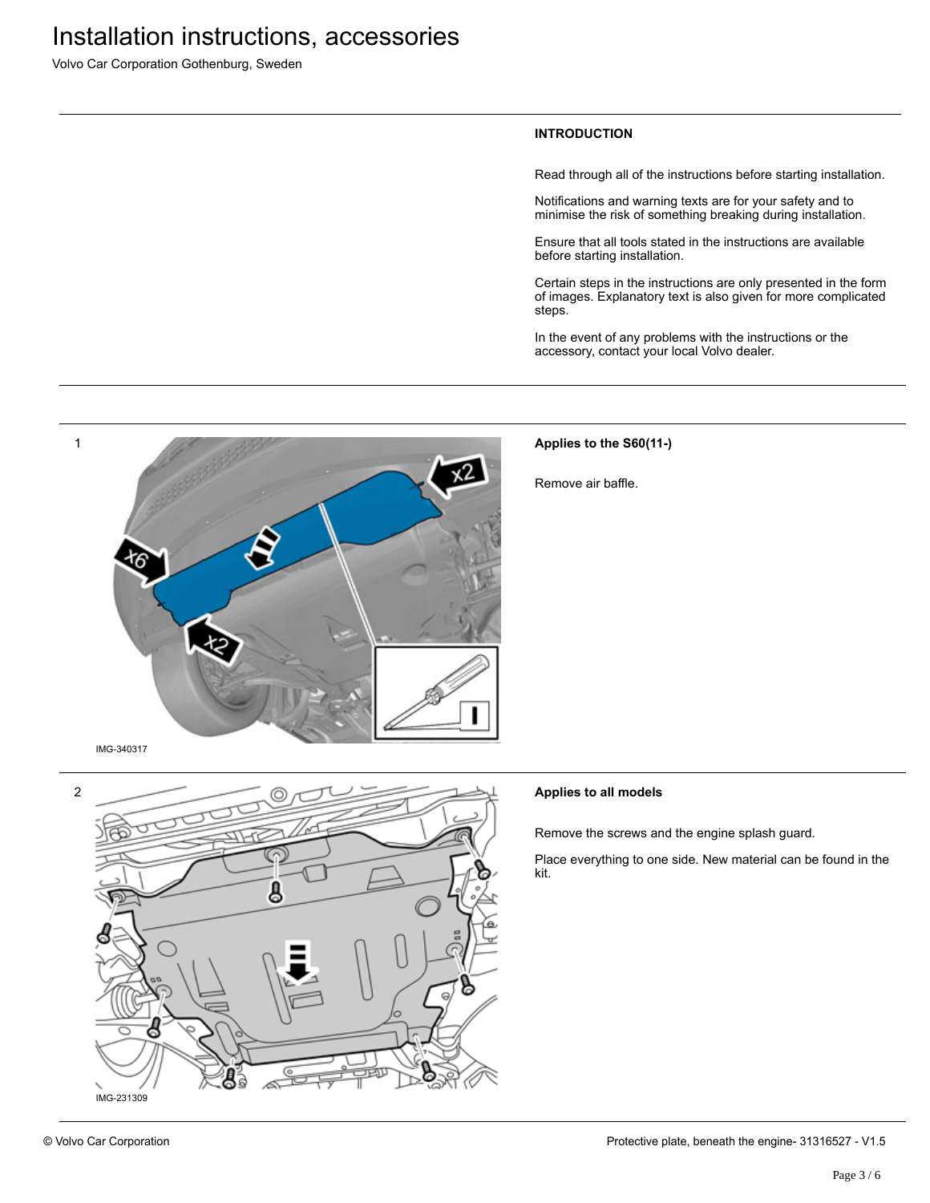# Installation instructions, accessories

Volvo Car Corporation Gothenburg, Sweden

## INTRODUCTION

Read through all of the instructions before starting installation.

Notifications and warning texts are for your safety and to minimise the risk of something breaking during installation.

Ensure that all tools stated in the instructions are available before starting installation.

Certain steps in the instructions are only presented in the form of images. Explanatory text is also given for more complicated steps.

In the event of any problems with the instructions or the accessory, contact your local Volvo dealer.

1

IMG-340317

**Applies to the S60(11-)**

Remove air baffle.

2

IMG-231309

**Applies to all models**

Remove the screws and the engine splash guard.

Place everything to one side. New material can be found in the kit.

© Volvo Car Corporation

Protective plate, beneath the engine- 31316527 - V1.5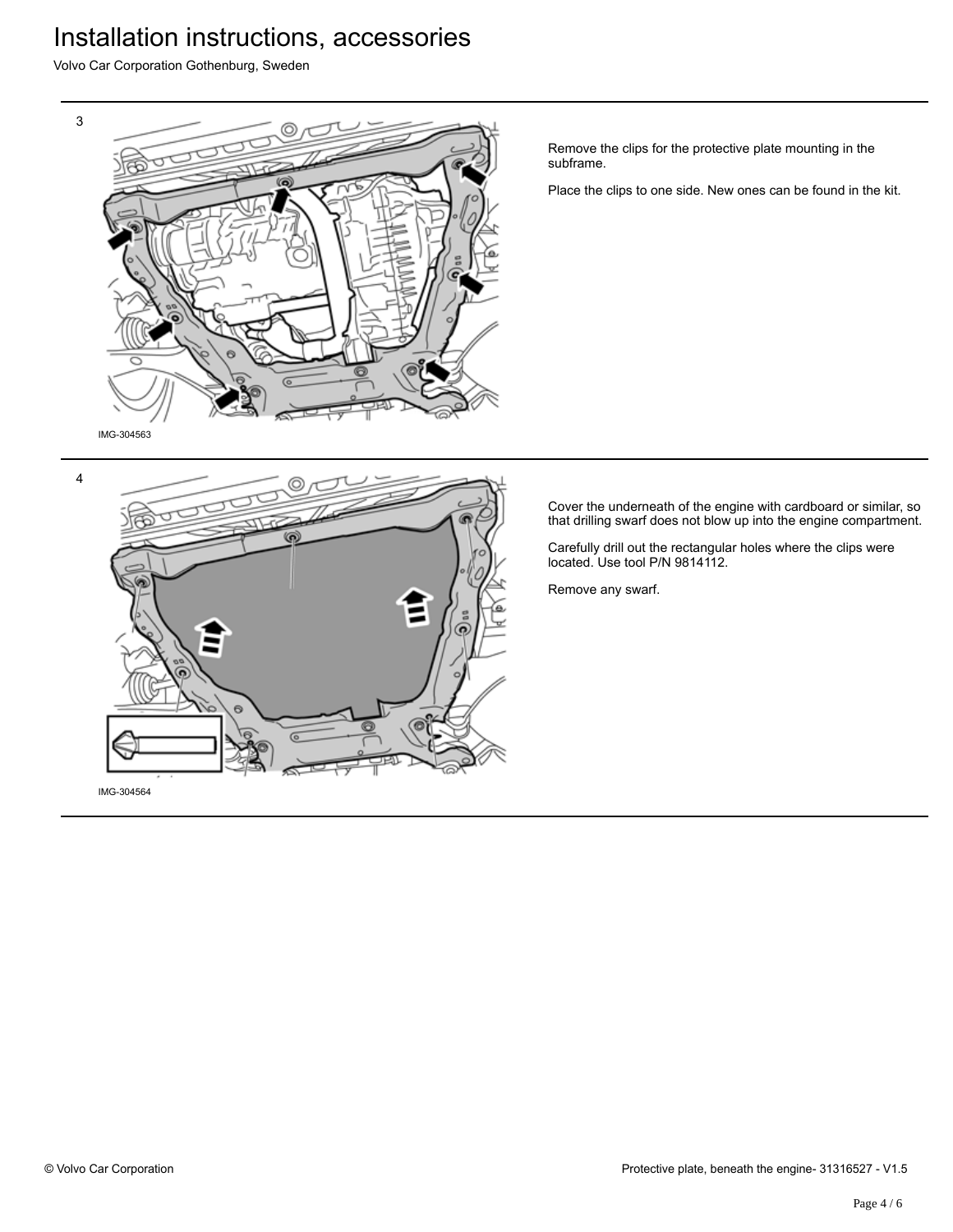3

IMG-304563

Remove the clips for the protective plate mounting in the subframe.

Place the clips to one side. New ones can be found in the kit.

4

IMG-304564

Cover the underneath of the engine with cardboard or similar, so that drilling swarf does not blow up into the engine compartment.

Carefully drill out the rectangular holes where the clips were located. Use tool P/N 9814112.

Remove any swarf.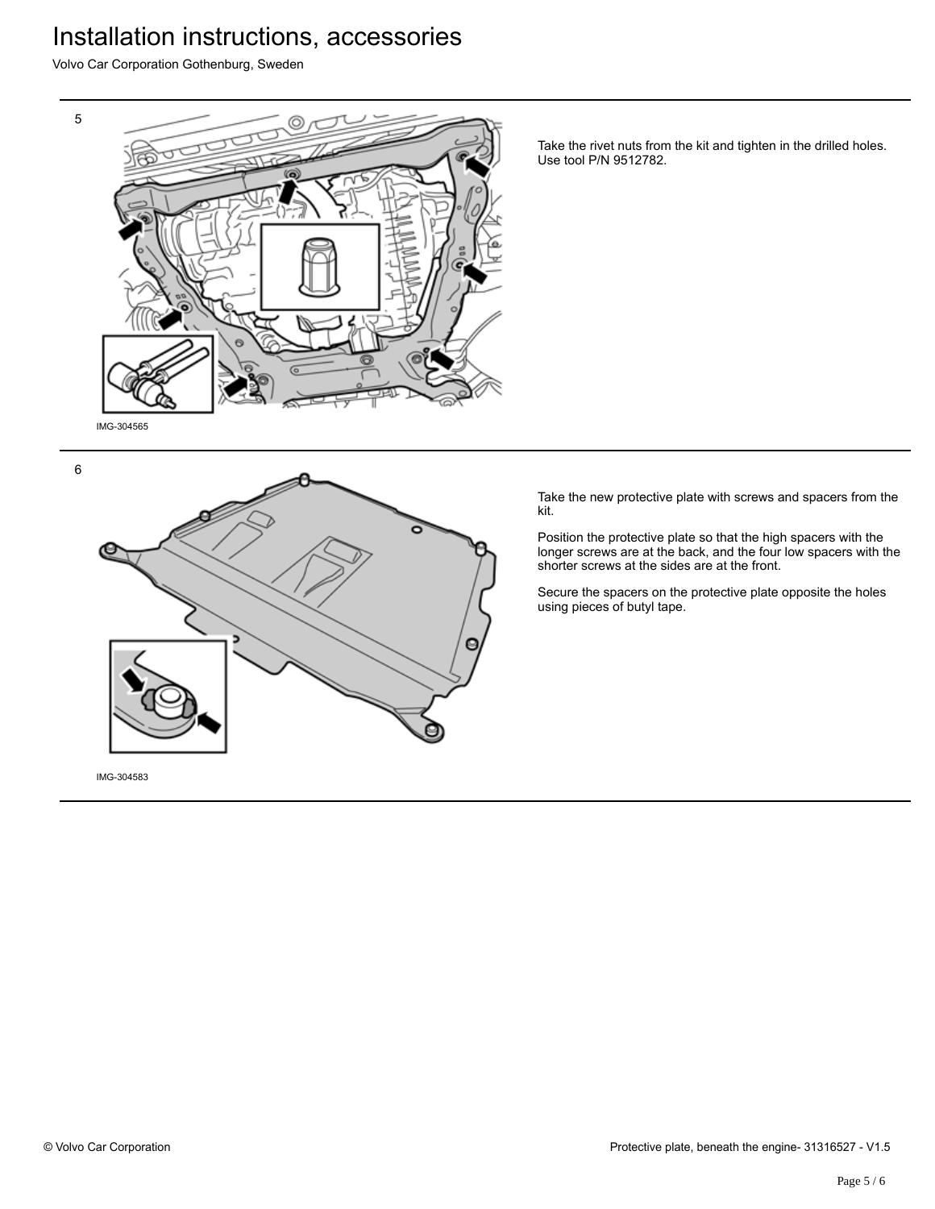# Installation instructions, accessories

Volvo Car Corporation Gothenburg, Sweden

5

IMG-304565

Take the rivet nuts from the kit and tighten in the drilled holes. Use tool P/N 9512782.

6

IMG-304583

Take the new protective plate with screws and spacers from the kit.

Position the protective plate so that the high spacers with the longer screws are at the back, and the four low spacers with the shorter screws at the sides are at the front.

Secure the spacers on the protective plate opposite the holes using pieces of butyl tape.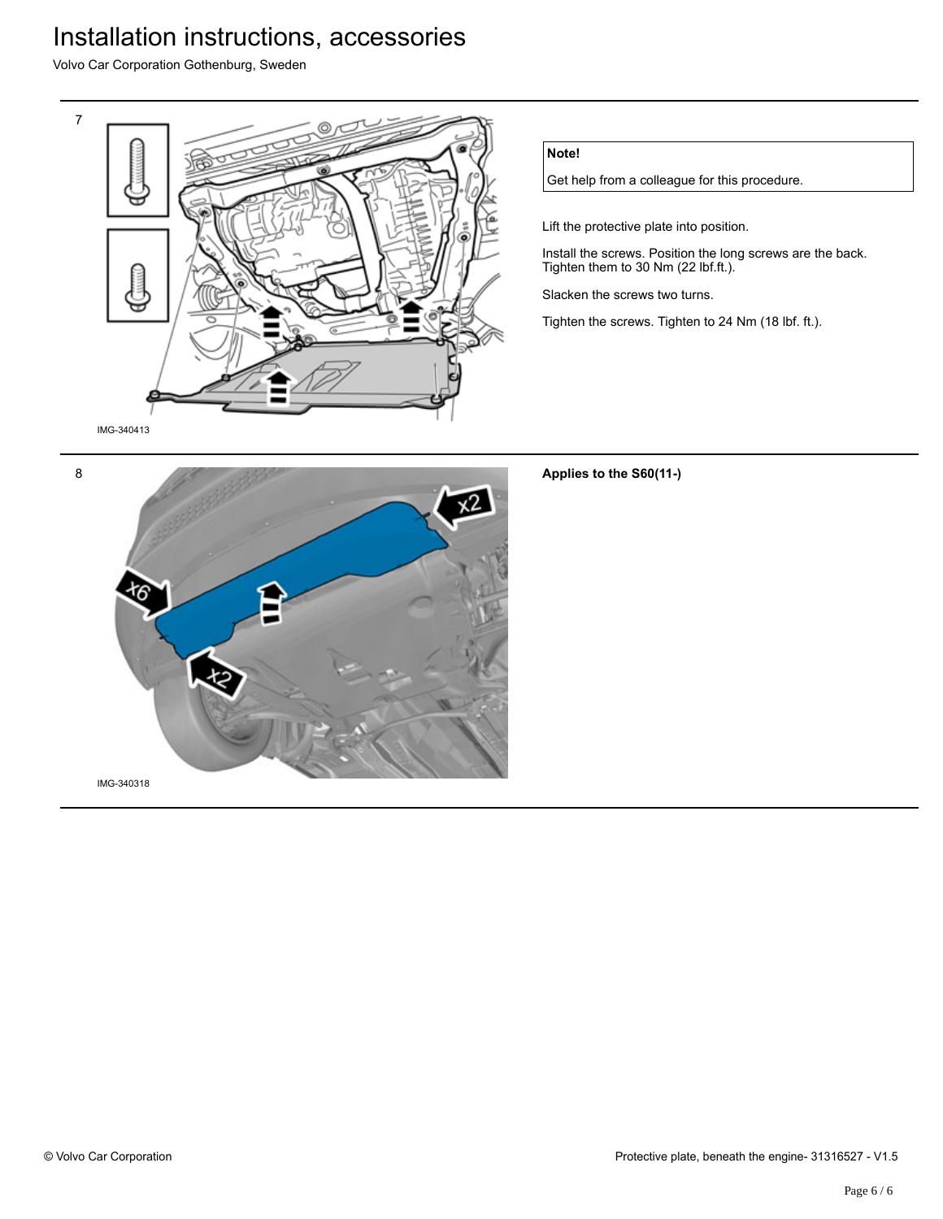# Installation instructions, accessories

Volvo Car Corporation Gothenburg, Sweden

7

IMG-340413

**Note!**

Get help from a colleague for this procedure.

Lift the protective plate into position.

Install the screws. Position the long screws are the back. Tighten them to 30 Nm (22 lbf.ft.).

Slacken the screws two turns.

Tighten the screws. Tighten to 24 Nm (18 lbf. ft.).

8

x2

x6

x2

IMG-340318

**Applies to the S60(11-)**